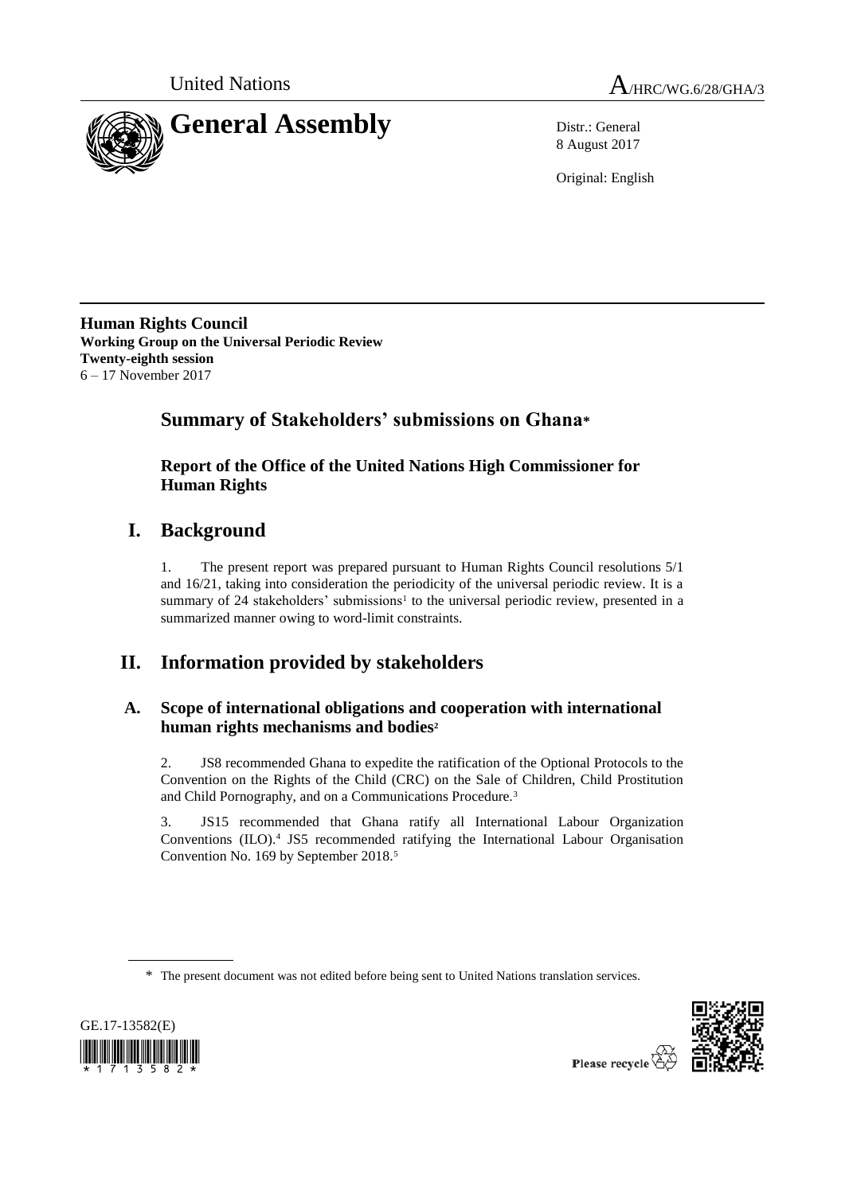United Nations A/HRC/WG.6/28/GHA/3

# General Assembly

Distr.: General
8 August 2017

Original: English

**Human Rights Council**
**Working Group on the Universal Periodic Review**
**Twenty-eighth session**
6 – 17 November 2017

## Summary of Stakeholders' submissions on Ghana*

### Report of the Office of the United Nations High Commissioner for Human Rights

## I. Background

1. The present report was prepared pursuant to Human Rights Council resolutions 5/1 and 16/21, taking into consideration the periodicity of the universal periodic review. It is a summary of 24 stakeholders' submissions[1] to the universal periodic review, presented in a summarized manner owing to word-limit constraints.

## II. Information provided by stakeholders

### A. Scope of international obligations and cooperation with international human rights mechanisms and bodies[2]

2. JS8 recommended Ghana to expedite the ratification of the Optional Protocols to the Convention on the Rights of the Child (CRC) on the Sale of Children, Child Prostitution and Child Pornography, and on a Communications Procedure.[3]

3. JS15 recommended that Ghana ratify all International Labour Organization Conventions (ILO).[4] JS5 recommended ratifying the International Labour Organisation Convention No. 169 by September 2018.[5]

\* The present document was not edited before being sent to United Nations translation services.

GE.17-13582(E)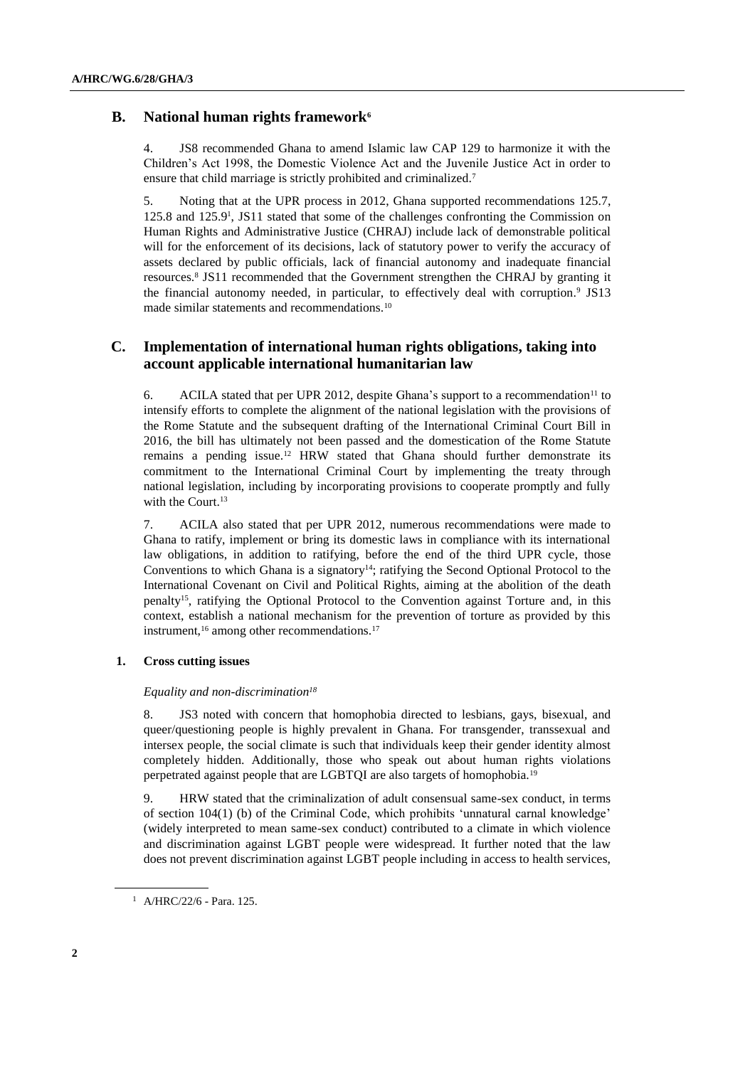## B. National human rights framework[6]

4. JS8 recommended Ghana to amend Islamic law CAP 129 to harmonize it with the Children's Act 1998, the Domestic Violence Act and the Juvenile Justice Act in order to ensure that child marriage is strictly prohibited and criminalized.[7]

5. Noting that at the UPR process in 2012, Ghana supported recommendations 125.7, 125.8 and 125.9[1], JS11 stated that some of the challenges confronting the Commission on Human Rights and Administrative Justice (CHRAJ) include lack of demonstrable political will for the enforcement of its decisions, lack of statutory power to verify the accuracy of assets declared by public officials, lack of financial autonomy and inadequate financial resources.[8] JS11 recommended that the Government strengthen the CHRAJ by granting it the financial autonomy needed, in particular, to effectively deal with corruption.[9] JS13 made similar statements and recommendations.[10]

## C. Implementation of international human rights obligations, taking into account applicable international humanitarian law

6. ACILA stated that per UPR 2012, despite Ghana's support to a recommendation[11] to intensify efforts to complete the alignment of the national legislation with the provisions of the Rome Statute and the subsequent drafting of the International Criminal Court Bill in 2016, the bill has ultimately not been passed and the domestication of the Rome Statute remains a pending issue.[12] HRW stated that Ghana should further demonstrate its commitment to the International Criminal Court by implementing the treaty through national legislation, including by incorporating provisions to cooperate promptly and fully with the Court.[13]

7. ACILA also stated that per UPR 2012, numerous recommendations were made to Ghana to ratify, implement or bring its domestic laws in compliance with its international law obligations, in addition to ratifying, before the end of the third UPR cycle, those Conventions to which Ghana is a signatory[14]; ratifying the Second Optional Protocol to the International Covenant on Civil and Political Rights, aiming at the abolition of the death penalty[15], ratifying the Optional Protocol to the Convention against Torture and, in this context, establish a national mechanism for the prevention of torture as provided by this instrument,[16] among other recommendations.[17]

### 1. Cross cutting issues

*Equality and non-discrimination[18]*

8. JS3 noted with concern that homophobia directed to lesbians, gays, bisexual, and queer/questioning people is highly prevalent in Ghana. For transgender, transsexual and intersex people, the social climate is such that individuals keep their gender identity almost completely hidden. Additionally, those who speak out about human rights violations perpetrated against people that are LGBTQI are also targets of homophobia.[19]

9. HRW stated that the criminalization of adult consensual same-sex conduct, in terms of section 104(1) (b) of the Criminal Code, which prohibits 'unnatural carnal knowledge' (widely interpreted to mean same-sex conduct) contributed to a climate in which violence and discrimination against LGBT people were widespread. It further noted that the law does not prevent discrimination against LGBT people including in access to health services,

[1] A/HRC/22/6 - Para. 125.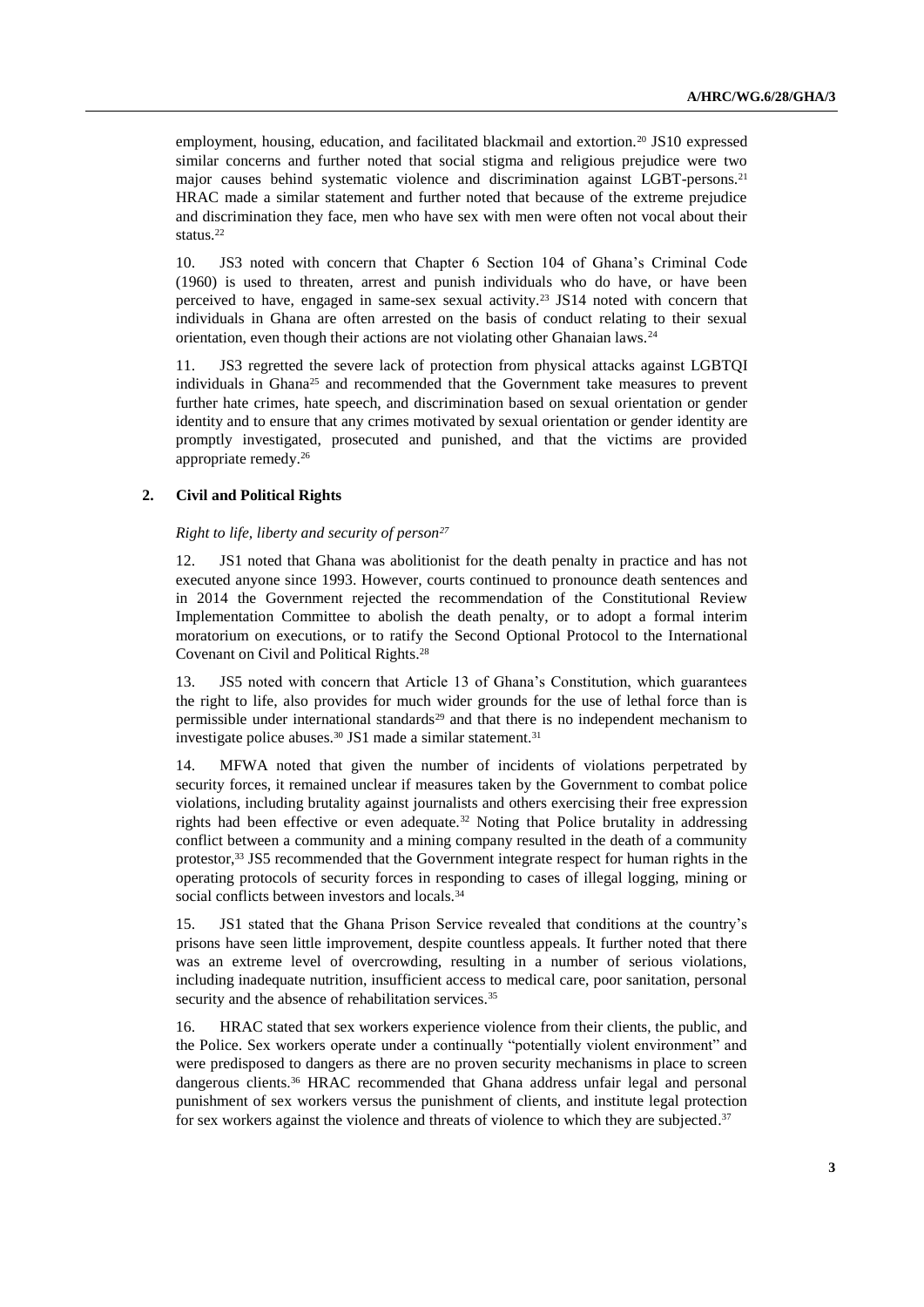employment, housing, education, and facilitated blackmail and extortion.[20] JS10 expressed similar concerns and further noted that social stigma and religious prejudice were two major causes behind systematic violence and discrimination against LGBT-persons.[21] HRAC made a similar statement and further noted that because of the extreme prejudice and discrimination they face, men who have sex with men were often not vocal about their status.[22]

10. JS3 noted with concern that Chapter 6 Section 104 of Ghana's Criminal Code (1960) is used to threaten, arrest and punish individuals who do have, or have been perceived to have, engaged in same-sex sexual activity.[23] JS14 noted with concern that individuals in Ghana are often arrested on the basis of conduct relating to their sexual orientation, even though their actions are not violating other Ghanaian laws.[24]

11. JS3 regretted the severe lack of protection from physical attacks against LGBTQI individuals in Ghana[25] and recommended that the Government take measures to prevent further hate crimes, hate speech, and discrimination based on sexual orientation or gender identity and to ensure that any crimes motivated by sexual orientation or gender identity are promptly investigated, prosecuted and punished, and that the victims are provided appropriate remedy.[26]

### 2. Civil and Political Rights

*Right to life, liberty and security of person[27]*

12. JS1 noted that Ghana was abolitionist for the death penalty in practice and has not executed anyone since 1993. However, courts continued to pronounce death sentences and in 2014 the Government rejected the recommendation of the Constitutional Review Implementation Committee to abolish the death penalty, or to adopt a formal interim moratorium on executions, or to ratify the Second Optional Protocol to the International Covenant on Civil and Political Rights.[28]

13. JS5 noted with concern that Article 13 of Ghana's Constitution, which guarantees the right to life, also provides for much wider grounds for the use of lethal force than is permissible under international standards[29] and that there is no independent mechanism to investigate police abuses.[30] JS1 made a similar statement.[31]

14. MFWA noted that given the number of incidents of violations perpetrated by security forces, it remained unclear if measures taken by the Government to combat police violations, including brutality against journalists and others exercising their free expression rights had been effective or even adequate.[32] Noting that Police brutality in addressing conflict between a community and a mining company resulted in the death of a community protestor,[33] JS5 recommended that the Government integrate respect for human rights in the operating protocols of security forces in responding to cases of illegal logging, mining or social conflicts between investors and locals.[34]

15. JS1 stated that the Ghana Prison Service revealed that conditions at the country's prisons have seen little improvement, despite countless appeals. It further noted that there was an extreme level of overcrowding, resulting in a number of serious violations, including inadequate nutrition, insufficient access to medical care, poor sanitation, personal security and the absence of rehabilitation services.[35]

16. HRAC stated that sex workers experience violence from their clients, the public, and the Police. Sex workers operate under a continually "potentially violent environment" and were predisposed to dangers as there are no proven security mechanisms in place to screen dangerous clients.[36] HRAC recommended that Ghana address unfair legal and personal punishment of sex workers versus the punishment of clients, and institute legal protection for sex workers against the violence and threats of violence to which they are subjected.[37]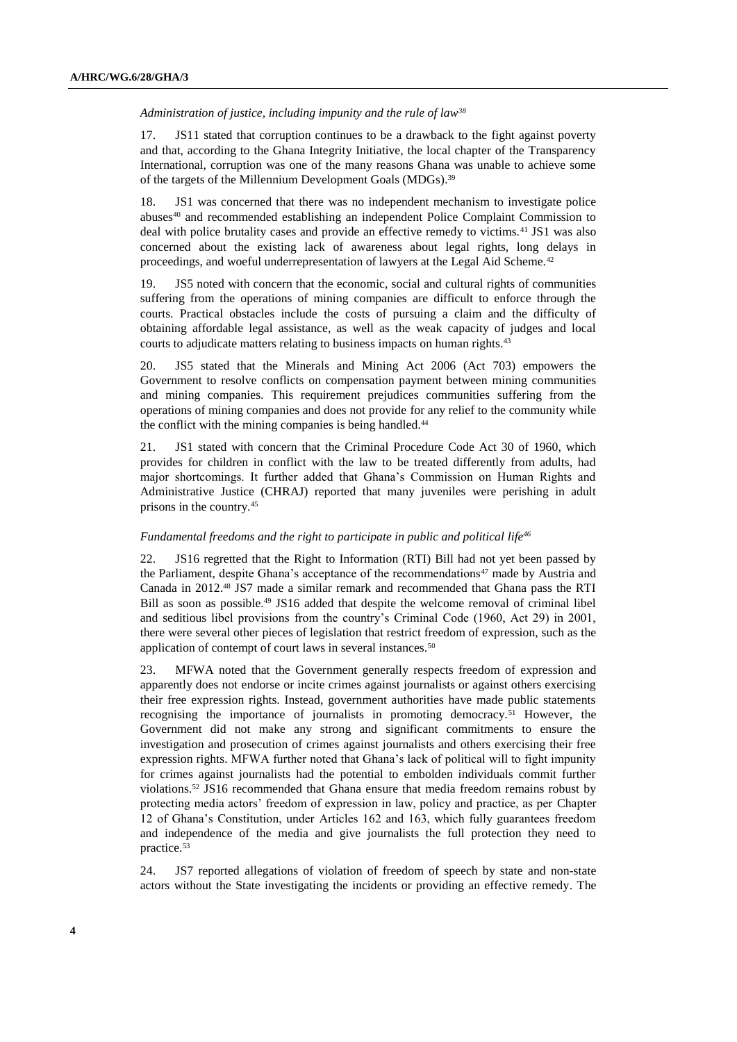*Administration of justice, including impunity and the rule of law*[38]

17. JS11 stated that corruption continues to be a drawback to the fight against poverty and that, according to the Ghana Integrity Initiative, the local chapter of the Transparency International, corruption was one of the many reasons Ghana was unable to achieve some of the targets of the Millennium Development Goals (MDGs).[39]

18. JS1 was concerned that there was no independent mechanism to investigate police abuses[40] and recommended establishing an independent Police Complaint Commission to deal with police brutality cases and provide an effective remedy to victims.[41] JS1 was also concerned about the existing lack of awareness about legal rights, long delays in proceedings, and woeful underrepresentation of lawyers at the Legal Aid Scheme.[42]

19. JS5 noted with concern that the economic, social and cultural rights of communities suffering from the operations of mining companies are difficult to enforce through the courts. Practical obstacles include the costs of pursuing a claim and the difficulty of obtaining affordable legal assistance, as well as the weak capacity of judges and local courts to adjudicate matters relating to business impacts on human rights.[43]

20. JS5 stated that the Minerals and Mining Act 2006 (Act 703) empowers the Government to resolve conflicts on compensation payment between mining communities and mining companies. This requirement prejudices communities suffering from the operations of mining companies and does not provide for any relief to the community while the conflict with the mining companies is being handled.[44]

21. JS1 stated with concern that the Criminal Procedure Code Act 30 of 1960, which provides for children in conflict with the law to be treated differently from adults, had major shortcomings. It further added that Ghana's Commission on Human Rights and Administrative Justice (CHRAJ) reported that many juveniles were perishing in adult prisons in the country.[45]

*Fundamental freedoms and the right to participate in public and political life*[46]

22. JS16 regretted that the Right to Information (RTI) Bill had not yet been passed by the Parliament, despite Ghana's acceptance of the recommendations[47] made by Austria and Canada in 2012.[48] JS7 made a similar remark and recommended that Ghana pass the RTI Bill as soon as possible.[49] JS16 added that despite the welcome removal of criminal libel and seditious libel provisions from the country's Criminal Code (1960, Act 29) in 2001, there were several other pieces of legislation that restrict freedom of expression, such as the application of contempt of court laws in several instances.[50]

23. MFWA noted that the Government generally respects freedom of expression and apparently does not endorse or incite crimes against journalists or against others exercising their free expression rights. Instead, government authorities have made public statements recognising the importance of journalists in promoting democracy.[51] However, the Government did not make any strong and significant commitments to ensure the investigation and prosecution of crimes against journalists and others exercising their free expression rights. MFWA further noted that Ghana's lack of political will to fight impunity for crimes against journalists had the potential to embolden individuals commit further violations.[52] JS16 recommended that Ghana ensure that media freedom remains robust by protecting media actors' freedom of expression in law, policy and practice, as per Chapter 12 of Ghana's Constitution, under Articles 162 and 163, which fully guarantees freedom and independence of the media and give journalists the full protection they need to practice.[53]

24. JS7 reported allegations of violation of freedom of speech by state and non-state actors without the State investigating the incidents or providing an effective remedy. The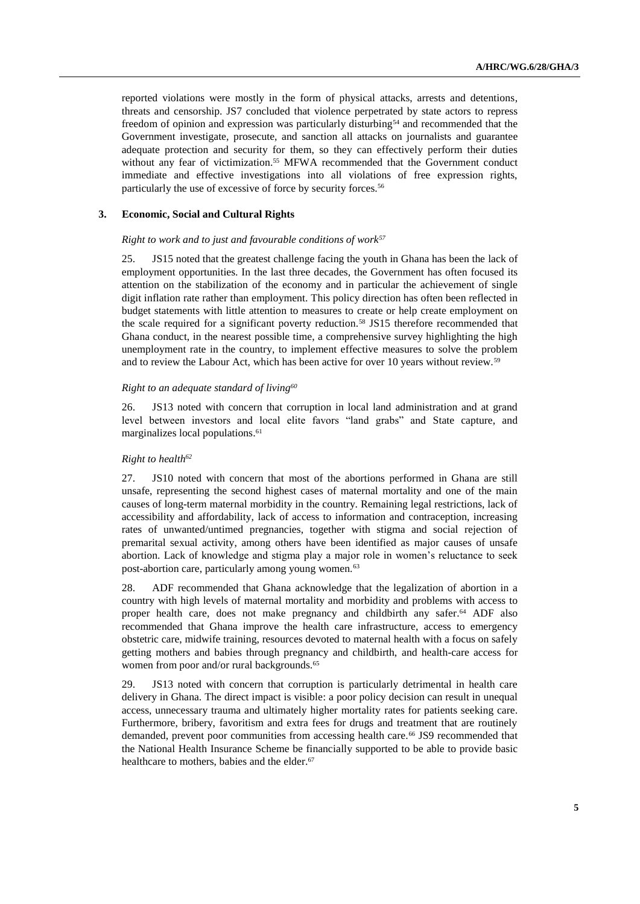reported violations were mostly in the form of physical attacks, arrests and detentions, threats and censorship. JS7 concluded that violence perpetrated by state actors to repress freedom of opinion and expression was particularly disturbing[54] and recommended that the Government investigate, prosecute, and sanction all attacks on journalists and guarantee adequate protection and security for them, so they can effectively perform their duties without any fear of victimization.[55] MFWA recommended that the Government conduct immediate and effective investigations into all violations of free expression rights, particularly the use of excessive of force by security forces.[56]

### 3. Economic, Social and Cultural Rights

*Right to work and to just and favourable conditions of work*[57]

25. JS15 noted that the greatest challenge facing the youth in Ghana has been the lack of employment opportunities. In the last three decades, the Government has often focused its attention on the stabilization of the economy and in particular the achievement of single digit inflation rate rather than employment. This policy direction has often been reflected in budget statements with little attention to measures to create or help create employment on the scale required for a significant poverty reduction.[58] JS15 therefore recommended that Ghana conduct, in the nearest possible time, a comprehensive survey highlighting the high unemployment rate in the country, to implement effective measures to solve the problem and to review the Labour Act, which has been active for over 10 years without review.[59]

*Right to an adequate standard of living*[60]

26. JS13 noted with concern that corruption in local land administration and at grand level between investors and local elite favors "land grabs" and State capture, and marginalizes local populations.[61]

*Right to health*[62]

27. JS10 noted with concern that most of the abortions performed in Ghana are still unsafe, representing the second highest cases of maternal mortality and one of the main causes of long-term maternal morbidity in the country. Remaining legal restrictions, lack of accessibility and affordability, lack of access to information and contraception, increasing rates of unwanted/untimed pregnancies, together with stigma and social rejection of premarital sexual activity, among others have been identified as major causes of unsafe abortion. Lack of knowledge and stigma play a major role in women's reluctance to seek post-abortion care, particularly among young women.[63]

28. ADF recommended that Ghana acknowledge that the legalization of abortion in a country with high levels of maternal mortality and morbidity and problems with access to proper health care, does not make pregnancy and childbirth any safer.[64] ADF also recommended that Ghana improve the health care infrastructure, access to emergency obstetric care, midwife training, resources devoted to maternal health with a focus on safely getting mothers and babies through pregnancy and childbirth, and health-care access for women from poor and/or rural backgrounds.[65]

29. JS13 noted with concern that corruption is particularly detrimental in health care delivery in Ghana. The direct impact is visible: a poor policy decision can result in unequal access, unnecessary trauma and ultimately higher mortality rates for patients seeking care. Furthermore, bribery, favoritism and extra fees for drugs and treatment that are routinely demanded, prevent poor communities from accessing health care.[66] JS9 recommended that the National Health Insurance Scheme be financially supported to be able to provide basic healthcare to mothers, babies and the elder.[67]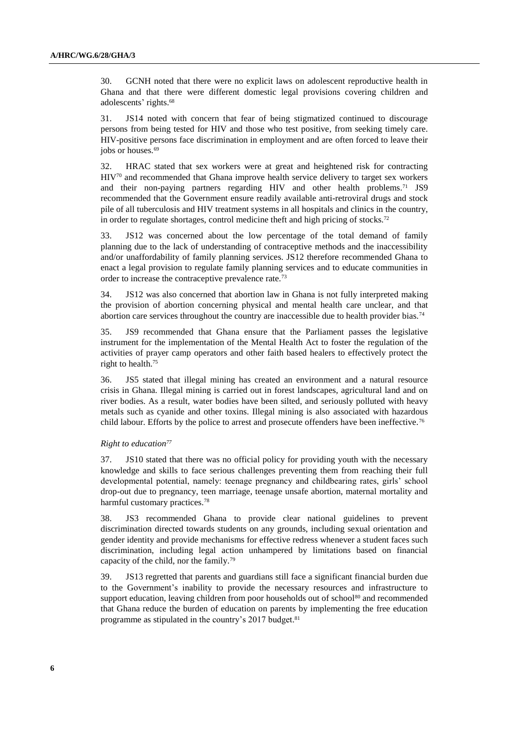30. GCNH noted that there were no explicit laws on adolescent reproductive health in Ghana and that there were different domestic legal provisions covering children and adolescents' rights.[68]

31. JS14 noted with concern that fear of being stigmatized continued to discourage persons from being tested for HIV and those who test positive, from seeking timely care. HIV-positive persons face discrimination in employment and are often forced to leave their jobs or houses.[69]

32. HRAC stated that sex workers were at great and heightened risk for contracting HIV[70] and recommended that Ghana improve health service delivery to target sex workers and their non-paying partners regarding HIV and other health problems.[71] JS9 recommended that the Government ensure readily available anti-retroviral drugs and stock pile of all tuberculosis and HIV treatment systems in all hospitals and clinics in the country, in order to regulate shortages, control medicine theft and high pricing of stocks.[72]

33. JS12 was concerned about the low percentage of the total demand of family planning due to the lack of understanding of contraceptive methods and the inaccessibility and/or unaffordability of family planning services. JS12 therefore recommended Ghana to enact a legal provision to regulate family planning services and to educate communities in order to increase the contraceptive prevalence rate.[73]

34. JS12 was also concerned that abortion law in Ghana is not fully interpreted making the provision of abortion concerning physical and mental health care unclear, and that abortion care services throughout the country are inaccessible due to health provider bias.[74]

35. JS9 recommended that Ghana ensure that the Parliament passes the legislative instrument for the implementation of the Mental Health Act to foster the regulation of the activities of prayer camp operators and other faith based healers to effectively protect the right to health.[75]

36. JS5 stated that illegal mining has created an environment and a natural resource crisis in Ghana. Illegal mining is carried out in forest landscapes, agricultural land and on river bodies. As a result, water bodies have been silted, and seriously polluted with heavy metals such as cyanide and other toxins. Illegal mining is also associated with hazardous child labour. Efforts by the police to arrest and prosecute offenders have been ineffective.[76]

*Right to education[77]*

37. JS10 stated that there was no official policy for providing youth with the necessary knowledge and skills to face serious challenges preventing them from reaching their full developmental potential, namely: teenage pregnancy and childbearing rates, girls' school drop-out due to pregnancy, teen marriage, teenage unsafe abortion, maternal mortality and harmful customary practices.[78]

38. JS3 recommended Ghana to provide clear national guidelines to prevent discrimination directed towards students on any grounds, including sexual orientation and gender identity and provide mechanisms for effective redress whenever a student faces such discrimination, including legal action unhampered by limitations based on financial capacity of the child, nor the family.[79]

39. JS13 regretted that parents and guardians still face a significant financial burden due to the Government's inability to provide the necessary resources and infrastructure to support education, leaving children from poor households out of school[80] and recommended that Ghana reduce the burden of education on parents by implementing the free education programme as stipulated in the country's 2017 budget.[81]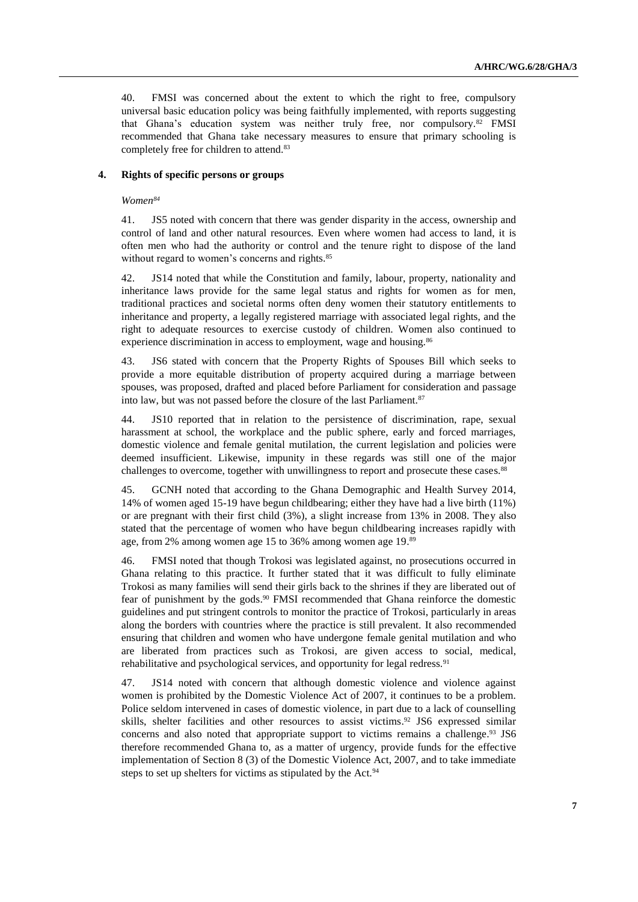40. FMSI was concerned about the extent to which the right to free, compulsory universal basic education policy was being faithfully implemented, with reports suggesting that Ghana's education system was neither truly free, nor compulsory.[82] FMSI recommended that Ghana take necessary measures to ensure that primary schooling is completely free for children to attend.[83]

### 4. Rights of specific persons or groups

*Women*[84]

41. JS5 noted with concern that there was gender disparity in the access, ownership and control of land and other natural resources. Even where women had access to land, it is often men who had the authority or control and the tenure right to dispose of the land without regard to women's concerns and rights.[85]

42. JS14 noted that while the Constitution and family, labour, property, nationality and inheritance laws provide for the same legal status and rights for women as for men, traditional practices and societal norms often deny women their statutory entitlements to inheritance and property, a legally registered marriage with associated legal rights, and the right to adequate resources to exercise custody of children. Women also continued to experience discrimination in access to employment, wage and housing.[86]

43. JS6 stated with concern that the Property Rights of Spouses Bill which seeks to provide a more equitable distribution of property acquired during a marriage between spouses, was proposed, drafted and placed before Parliament for consideration and passage into law, but was not passed before the closure of the last Parliament.[87]

44. JS10 reported that in relation to the persistence of discrimination, rape, sexual harassment at school, the workplace and the public sphere, early and forced marriages, domestic violence and female genital mutilation, the current legislation and policies were deemed insufficient. Likewise, impunity in these regards was still one of the major challenges to overcome, together with unwillingness to report and prosecute these cases.[88]

45. GCNH noted that according to the Ghana Demographic and Health Survey 2014, 14% of women aged 15-19 have begun childbearing; either they have had a live birth (11%) or are pregnant with their first child (3%), a slight increase from 13% in 2008. They also stated that the percentage of women who have begun childbearing increases rapidly with age, from 2% among women age 15 to 36% among women age 19.[89]

46. FMSI noted that though Trokosi was legislated against, no prosecutions occurred in Ghana relating to this practice. It further stated that it was difficult to fully eliminate Trokosi as many families will send their girls back to the shrines if they are liberated out of fear of punishment by the gods.[90] FMSI recommended that Ghana reinforce the domestic guidelines and put stringent controls to monitor the practice of Trokosi, particularly in areas along the borders with countries where the practice is still prevalent. It also recommended ensuring that children and women who have undergone female genital mutilation and who are liberated from practices such as Trokosi, are given access to social, medical, rehabilitative and psychological services, and opportunity for legal redress.[91]

47. JS14 noted with concern that although domestic violence and violence against women is prohibited by the Domestic Violence Act of 2007, it continues to be a problem. Police seldom intervened in cases of domestic violence, in part due to a lack of counselling skills, shelter facilities and other resources to assist victims.[92] JS6 expressed similar concerns and also noted that appropriate support to victims remains a challenge.[93] JS6 therefore recommended Ghana to, as a matter of urgency, provide funds for the effective implementation of Section 8 (3) of the Domestic Violence Act, 2007, and to take immediate steps to set up shelters for victims as stipulated by the Act.[94]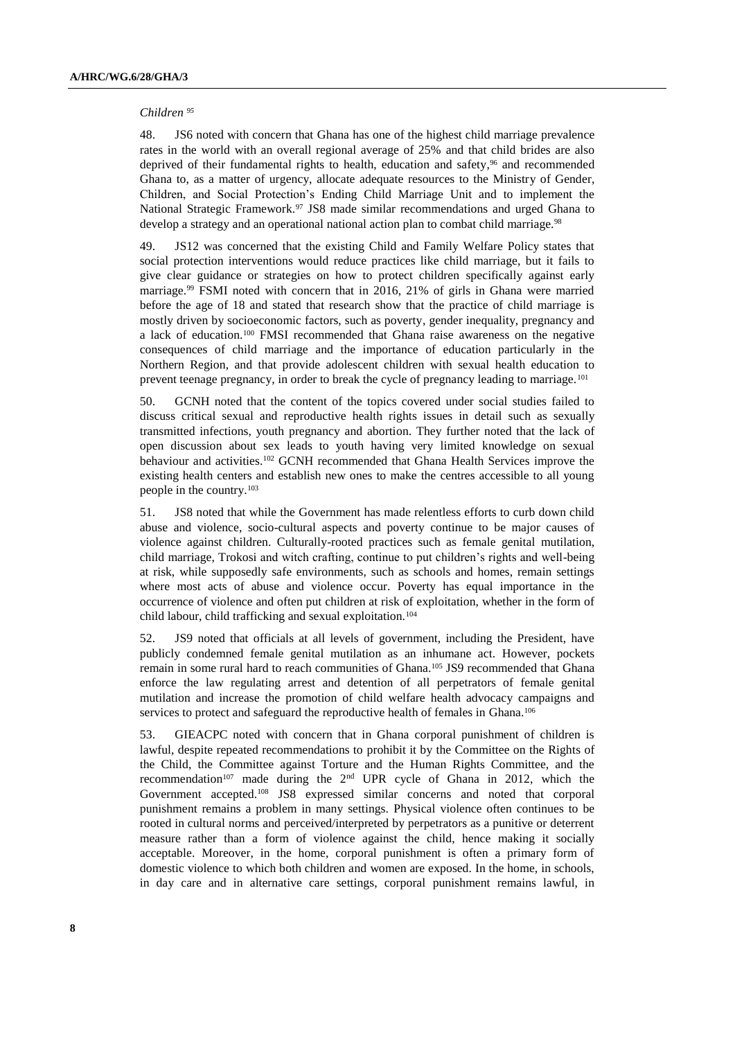*Children* [95]

48. JS6 noted with concern that Ghana has one of the highest child marriage prevalence rates in the world with an overall regional average of 25% and that child brides are also deprived of their fundamental rights to health, education and safety,[96] and recommended Ghana to, as a matter of urgency, allocate adequate resources to the Ministry of Gender, Children, and Social Protection's Ending Child Marriage Unit and to implement the National Strategic Framework.[97] JS8 made similar recommendations and urged Ghana to develop a strategy and an operational national action plan to combat child marriage.[98]

49. JS12 was concerned that the existing Child and Family Welfare Policy states that social protection interventions would reduce practices like child marriage, but it fails to give clear guidance or strategies on how to protect children specifically against early marriage.[99] FSMI noted with concern that in 2016, 21% of girls in Ghana were married before the age of 18 and stated that research show that the practice of child marriage is mostly driven by socioeconomic factors, such as poverty, gender inequality, pregnancy and a lack of education.[100] FMSI recommended that Ghana raise awareness on the negative consequences of child marriage and the importance of education particularly in the Northern Region, and that provide adolescent children with sexual health education to prevent teenage pregnancy, in order to break the cycle of pregnancy leading to marriage.[101]

50. GCNH noted that the content of the topics covered under social studies failed to discuss critical sexual and reproductive health rights issues in detail such as sexually transmitted infections, youth pregnancy and abortion. They further noted that the lack of open discussion about sex leads to youth having very limited knowledge on sexual behaviour and activities.[102] GCNH recommended that Ghana Health Services improve the existing health centers and establish new ones to make the centres accessible to all young people in the country.[103]

51. JS8 noted that while the Government has made relentless efforts to curb down child abuse and violence, socio-cultural aspects and poverty continue to be major causes of violence against children. Culturally-rooted practices such as female genital mutilation, child marriage, Trokosi and witch crafting, continue to put children's rights and well-being at risk, while supposedly safe environments, such as schools and homes, remain settings where most acts of abuse and violence occur. Poverty has equal importance in the occurrence of violence and often put children at risk of exploitation, whether in the form of child labour, child trafficking and sexual exploitation.[104]

52. JS9 noted that officials at all levels of government, including the President, have publicly condemned female genital mutilation as an inhumane act. However, pockets remain in some rural hard to reach communities of Ghana.[105] JS9 recommended that Ghana enforce the law regulating arrest and detention of all perpetrators of female genital mutilation and increase the promotion of child welfare health advocacy campaigns and services to protect and safeguard the reproductive health of females in Ghana.[106]

53. GIEACPC noted with concern that in Ghana corporal punishment of children is lawful, despite repeated recommendations to prohibit it by the Committee on the Rights of the Child, the Committee against Torture and the Human Rights Committee, and the recommendation[107] made during the 2nd UPR cycle of Ghana in 2012, which the Government accepted.[108] JS8 expressed similar concerns and noted that corporal punishment remains a problem in many settings. Physical violence often continues to be rooted in cultural norms and perceived/interpreted by perpetrators as a punitive or deterrent measure rather than a form of violence against the child, hence making it socially acceptable. Moreover, in the home, corporal punishment is often a primary form of domestic violence to which both children and women are exposed. In the home, in schools, in day care and in alternative care settings, corporal punishment remains lawful, in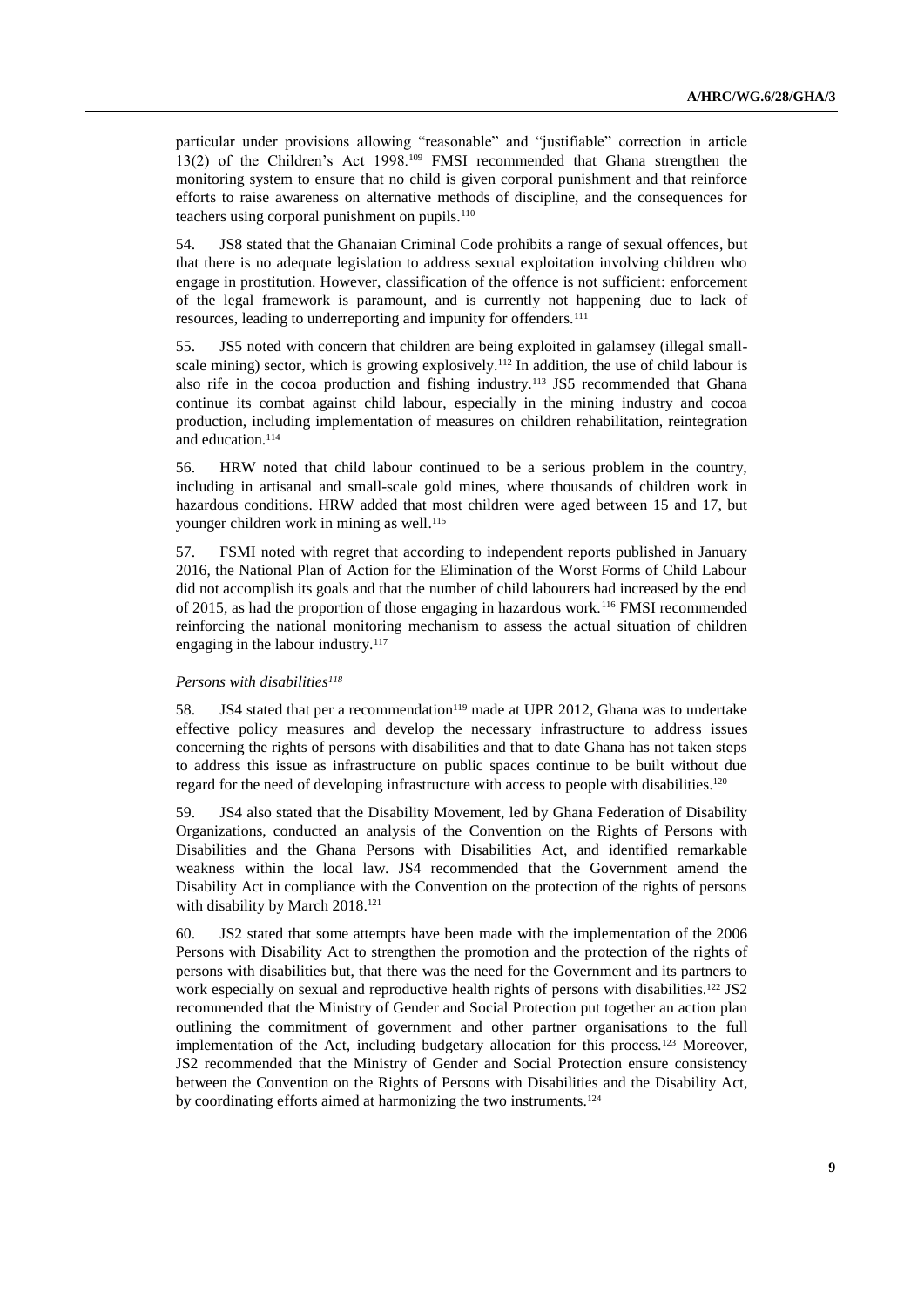particular under provisions allowing "reasonable" and "justifiable" correction in article 13(2) of the Children's Act 1998.[109] FMSI recommended that Ghana strengthen the monitoring system to ensure that no child is given corporal punishment and that reinforce efforts to raise awareness on alternative methods of discipline, and the consequences for teachers using corporal punishment on pupils.[110]

54. JS8 stated that the Ghanaian Criminal Code prohibits a range of sexual offences, but that there is no adequate legislation to address sexual exploitation involving children who engage in prostitution. However, classification of the offence is not sufficient: enforcement of the legal framework is paramount, and is currently not happening due to lack of resources, leading to underreporting and impunity for offenders.[111]

55. JS5 noted with concern that children are being exploited in galamsey (illegal small-scale mining) sector, which is growing explosively.[112] In addition, the use of child labour is also rife in the cocoa production and fishing industry.[113] JS5 recommended that Ghana continue its combat against child labour, especially in the mining industry and cocoa production, including implementation of measures on children rehabilitation, reintegration and education.[114]

56. HRW noted that child labour continued to be a serious problem in the country, including in artisanal and small-scale gold mines, where thousands of children work in hazardous conditions. HRW added that most children were aged between 15 and 17, but younger children work in mining as well.[115]

57. FSMI noted with regret that according to independent reports published in January 2016, the National Plan of Action for the Elimination of the Worst Forms of Child Labour did not accomplish its goals and that the number of child labourers had increased by the end of 2015, as had the proportion of those engaging in hazardous work.[116] FMSI recommended reinforcing the national monitoring mechanism to assess the actual situation of children engaging in the labour industry.[117]

*Persons with disabilities*[118]

58. JS4 stated that per a recommendation[119] made at UPR 2012, Ghana was to undertake effective policy measures and develop the necessary infrastructure to address issues concerning the rights of persons with disabilities and that to date Ghana has not taken steps to address this issue as infrastructure on public spaces continue to be built without due regard for the need of developing infrastructure with access to people with disabilities.[120]

59. JS4 also stated that the Disability Movement, led by Ghana Federation of Disability Organizations, conducted an analysis of the Convention on the Rights of Persons with Disabilities and the Ghana Persons with Disabilities Act, and identified remarkable weakness within the local law. JS4 recommended that the Government amend the Disability Act in compliance with the Convention on the protection of the rights of persons with disability by March 2018.[121]

60. JS2 stated that some attempts have been made with the implementation of the 2006 Persons with Disability Act to strengthen the promotion and the protection of the rights of persons with disabilities but, that there was the need for the Government and its partners to work especially on sexual and reproductive health rights of persons with disabilities.[122] JS2 recommended that the Ministry of Gender and Social Protection put together an action plan outlining the commitment of government and other partner organisations to the full implementation of the Act, including budgetary allocation for this process.[123] Moreover, JS2 recommended that the Ministry of Gender and Social Protection ensure consistency between the Convention on the Rights of Persons with Disabilities and the Disability Act, by coordinating efforts aimed at harmonizing the two instruments.[124]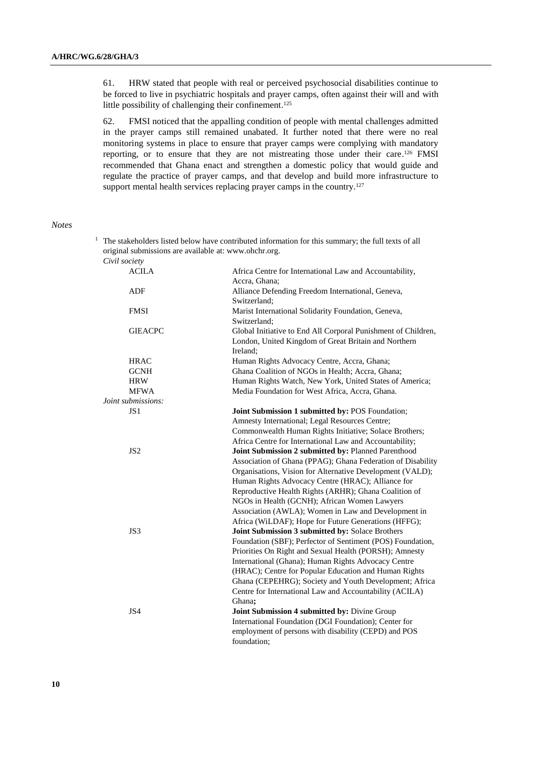61. HRW stated that people with real or perceived psychosocial disabilities continue to be forced to live in psychiatric hospitals and prayer camps, often against their will and with little possibility of challenging their confinement.[125]

62. FMSI noticed that the appalling condition of people with mental challenges admitted in the prayer camps still remained unabated. It further noted that there were no real monitoring systems in place to ensure that prayer camps were complying with mandatory reporting, or to ensure that they are not mistreating those under their care.[126] FMSI recommended that Ghana enact and strengthen a domestic policy that would guide and regulate the practice of prayer camps, and that develop and build more infrastructure to support mental health services replacing prayer camps in the country.[127]

*Notes*

[1] The stakeholders listed below have contributed information for this summary; the full texts of all original submissions are available at: www.ohchr.org.

*Civil society*

| | |
|---|---|
| ACILA | Africa Centre for International Law and Accountability, Accra, Ghana; |
| ADF | Alliance Defending Freedom International, Geneva, Switzerland; |
| FMSI | Marist International Solidarity Foundation, Geneva, Switzerland; |
| GIEACPC | Global Initiative to End All Corporal Punishment of Children, London, United Kingdom of Great Britain and Northern Ireland; |
| HRAC | Human Rights Advocacy Centre, Accra, Ghana; |
| GCNH | Ghana Coalition of NGOs in Health; Accra, Ghana; |
| HRW | Human Rights Watch, New York, United States of America; |
| MFWA | Media Foundation for West Africa, Accra, Ghana. |

*Joint submissions:*

| | |
|---|---|
| JS1 | **Joint Submission 1 submitted by:** POS Foundation; Amnesty International; Legal Resources Centre; Commonwealth Human Rights Initiative; Solace Brothers; Africa Centre for International Law and Accountability; |
| JS2 | **Joint Submission 2 submitted by:** Planned Parenthood Association of Ghana (PPAG); Ghana Federation of Disability Organisations, Vision for Alternative Development (VALD); Human Rights Advocacy Centre (HRAC); Alliance for Reproductive Health Rights (ARHR); Ghana Coalition of NGOs in Health (GCNH); African Women Lawyers Association (AWLA); Women in Law and Development in Africa (WiLDAF); Hope for Future Generations (HFFG); |
| JS3 | **Joint Submission 3 submitted by:** Solace Brothers Foundation (SBF); Perfector of Sentiment (POS) Foundation, Priorities On Right and Sexual Health (PORSH); Amnesty International (Ghana); Human Rights Advocacy Centre (HRAC); Centre for Popular Education and Human Rights Ghana (CEPEHRG); Society and Youth Development; Africa Centre for International Law and Accountability (ACILA) Ghana**;** |
| JS4 | **Joint Submission 4 submitted by:** Divine Group International Foundation (DGI Foundation); Center for employment of persons with disability (CEPD) and POS foundation; |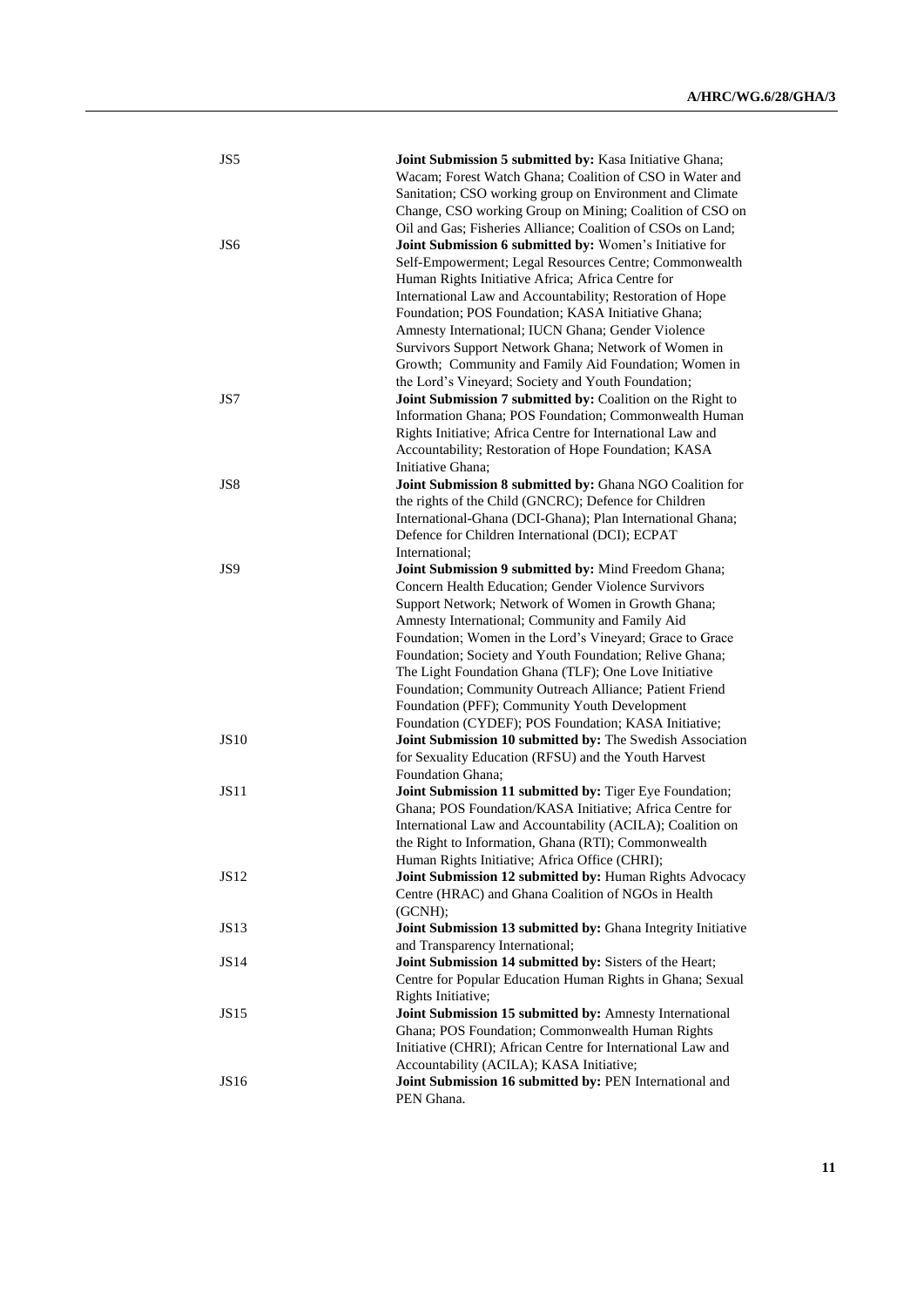| | |
|---|---|
| JS5 | **Joint Submission 5 submitted by:** Kasa Initiative Ghana; Wacam; Forest Watch Ghana; Coalition of CSO in Water and Sanitation; CSO working group on Environment and Climate Change, CSO working Group on Mining; Coalition of CSO on Oil and Gas; Fisheries Alliance; Coalition of CSOs on Land; |
| JS6 | **Joint Submission 6 submitted by:** Women's Initiative for Self-Empowerment; Legal Resources Centre; Commonwealth Human Rights Initiative Africa; Africa Centre for International Law and Accountability; Restoration of Hope Foundation; POS Foundation; KASA Initiative Ghana; Amnesty International; IUCN Ghana; Gender Violence Survivors Support Network Ghana; Network of Women in Growth; Community and Family Aid Foundation; Women in the Lord's Vineyard; Society and Youth Foundation; |
| JS7 | **Joint Submission 7 submitted by:** Coalition on the Right to Information Ghana; POS Foundation; Commonwealth Human Rights Initiative; Africa Centre for International Law and Accountability; Restoration of Hope Foundation; KASA Initiative Ghana; |
| JS8 | **Joint Submission 8 submitted by:** Ghana NGO Coalition for the rights of the Child (GNCRC); Defence for Children International-Ghana (DCI-Ghana); Plan International Ghana; Defence for Children International (DCI); ECPAT International; |
| JS9 | **Joint Submission 9 submitted by:** Mind Freedom Ghana; Concern Health Education; Gender Violence Survivors Support Network; Network of Women in Growth Ghana; Amnesty International; Community and Family Aid Foundation; Women in the Lord's Vineyard; Grace to Grace Foundation; Society and Youth Foundation; Relive Ghana; The Light Foundation Ghana (TLF); One Love Initiative Foundation; Community Outreach Alliance; Patient Friend Foundation (PFF); Community Youth Development Foundation (CYDEF); POS Foundation; KASA Initiative; |
| JS10 | **Joint Submission 10 submitted by:** The Swedish Association for Sexuality Education (RFSU) and the Youth Harvest Foundation Ghana; |
| JS11 | **Joint Submission 11 submitted by:** Tiger Eye Foundation; Ghana; POS Foundation/KASA Initiative; Africa Centre for International Law and Accountability (ACILA); Coalition on the Right to Information, Ghana (RTI); Commonwealth Human Rights Initiative; Africa Office (CHRI); |
| JS12 | **Joint Submission 12 submitted by:** Human Rights Advocacy Centre (HRAC) and Ghana Coalition of NGOs in Health (GCNH); |
| JS13 | **Joint Submission 13 submitted by:** Ghana Integrity Initiative and Transparency International; |
| JS14 | **Joint Submission 14 submitted by:** Sisters of the Heart; Centre for Popular Education Human Rights in Ghana; Sexual Rights Initiative; |
| JS15 | **Joint Submission 15 submitted by:** Amnesty International Ghana; POS Foundation; Commonwealth Human Rights Initiative (CHRI); African Centre for International Law and Accountability (ACILA); KASA Initiative; |
| JS16 | **Joint Submission 16 submitted by:** PEN International and PEN Ghana. |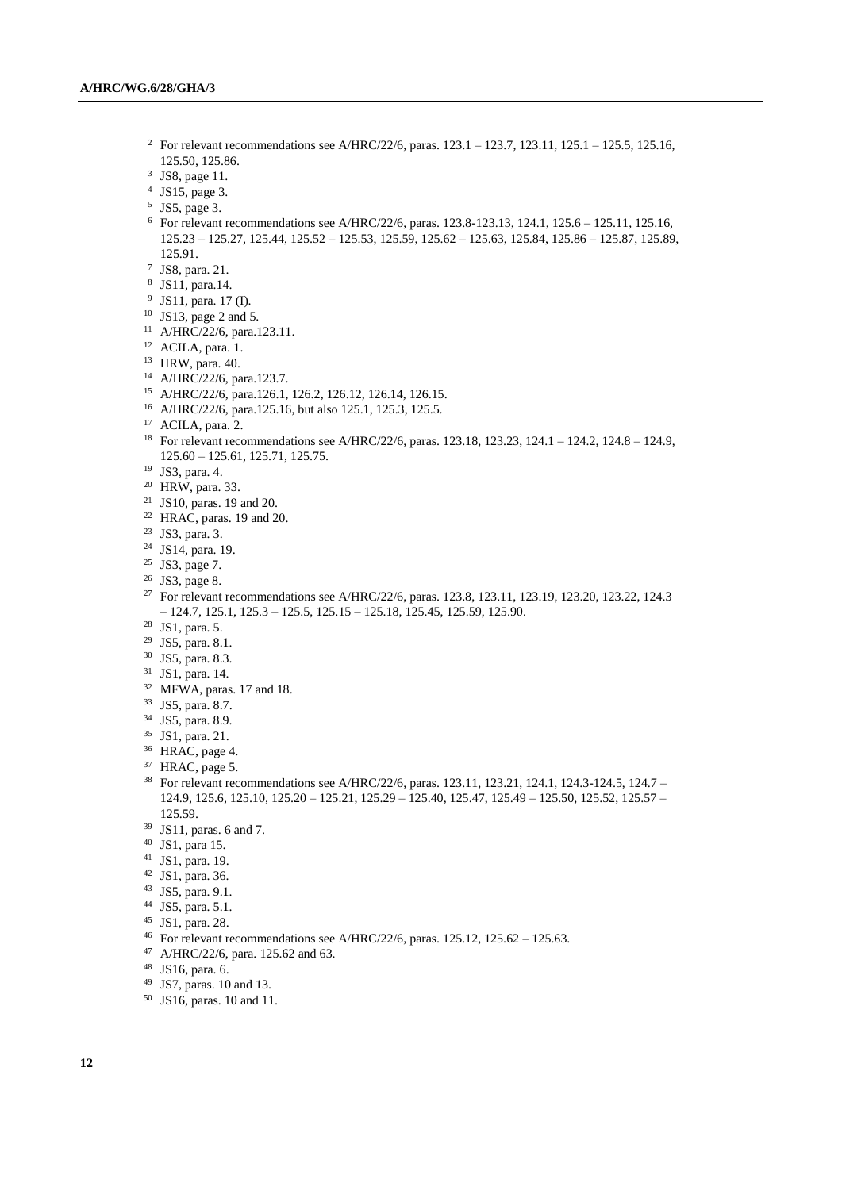[2] For relevant recommendations see A/HRC/22/6, paras. 123.1 – 123.7, 123.11, 125.1 – 125.5, 125.16, 125.50, 125.86.

[3] JS8, page 11.

[4] JS15, page 3.

[5] JS5, page 3.

[6] For relevant recommendations see A/HRC/22/6, paras. 123.8-123.13, 124.1, 125.6 – 125.11, 125.16, 125.23 – 125.27, 125.44, 125.52 – 125.53, 125.59, 125.62 – 125.63, 125.84, 125.86 – 125.87, 125.89, 125.91.

[7] JS8, para. 21.

[8] JS11, para.14.

[9] JS11, para. 17 (I).

[10] JS13, page 2 and 5.

[11] A/HRC/22/6, para.123.11.

[12] ACILA, para. 1.

[13] HRW, para. 40.

[14] A/HRC/22/6, para.123.7.

[15] A/HRC/22/6, para.126.1, 126.2, 126.12, 126.14, 126.15.

[16] A/HRC/22/6, para.125.16, but also 125.1, 125.3, 125.5.

[17] ACILA, para. 2.

[18] For relevant recommendations see A/HRC/22/6, paras. 123.18, 123.23, 124.1 – 124.2, 124.8 – 124.9, 125.60 – 125.61, 125.71, 125.75.

[19] JS3, para. 4.

[20] HRW, para. 33.

[21] JS10, paras. 19 and 20.

[22] HRAC, paras. 19 and 20.

[23] JS3, para. 3.

[24] JS14, para. 19.

[25] JS3, page 7.

[26] JS3, page 8.

[27] For relevant recommendations see A/HRC/22/6, paras. 123.8, 123.11, 123.19, 123.20, 123.22, 124.3 – 124.7, 125.1, 125.3 – 125.5, 125.15 – 125.18, 125.45, 125.59, 125.90.

[28] JS1, para. 5.

[29] JS5, para. 8.1.

[30] JS5, para. 8.3.

[31] JS1, para. 14.

[32] MFWA, paras. 17 and 18.

[33] JS5, para. 8.7.

[34] JS5, para. 8.9.

[35] JS1, para. 21.

[36] HRAC, page 4.

[37] HRAC, page 5.

[38] For relevant recommendations see A/HRC/22/6, paras. 123.11, 123.21, 124.1, 124.3-124.5, 124.7 – 124.9, 125.6, 125.10, 125.20 – 125.21, 125.29 – 125.40, 125.47, 125.49 – 125.50, 125.52, 125.57 – 125.59.

[39] JS11, paras. 6 and 7.

[40] JS1, para 15.

[41] JS1, para. 19.

[42] JS1, para. 36.

[43] JS5, para. 9.1.

[44] JS5, para. 5.1.

[45] JS1, para. 28.

[46] For relevant recommendations see A/HRC/22/6, paras. 125.12, 125.62 – 125.63.

[47] A/HRC/22/6, para. 125.62 and 63.

[48] JS16, para. 6.

[49] JS7, paras. 10 and 13.

[50] JS16, paras. 10 and 11.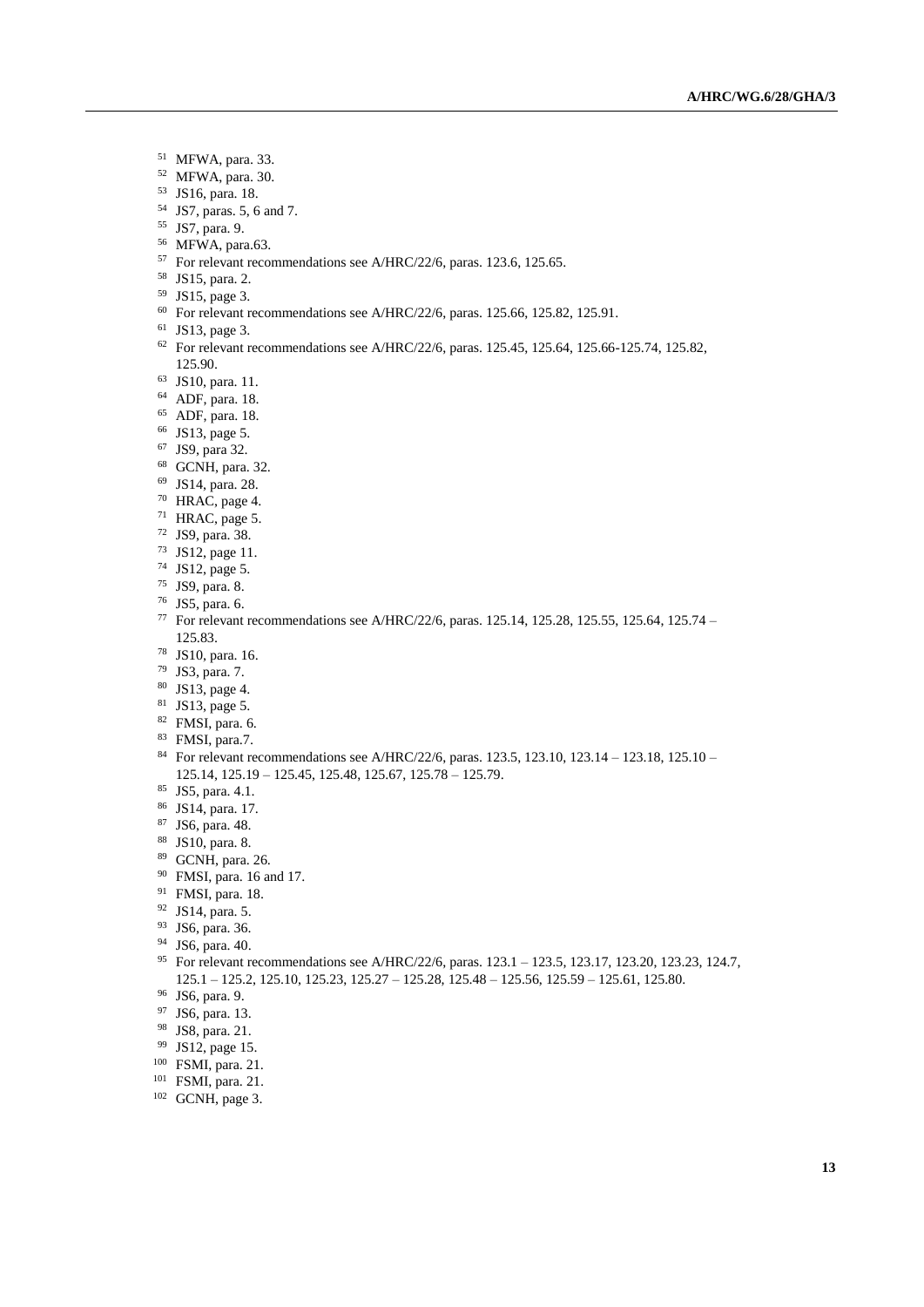[51] MFWA, para. 33.
[52] MFWA, para. 30.
[53] JS16, para. 18.
[54] JS7, paras. 5, 6 and 7.
[55] JS7, para. 9.
[56] MFWA, para.63.
[57] For relevant recommendations see A/HRC/22/6, paras. 123.6, 125.65.
[58] JS15, para. 2.
[59] JS15, page 3.
[60] For relevant recommendations see A/HRC/22/6, paras. 125.66, 125.82, 125.91.
[61] JS13, page 3.
[62] For relevant recommendations see A/HRC/22/6, paras. 125.45, 125.64, 125.66-125.74, 125.82, 125.90.
[63] JS10, para. 11.
[64] ADF, para. 18.
[65] ADF, para. 18.
[66] JS13, page 5.
[67] JS9, para 32.
[68] GCNH, para. 32.
[69] JS14, para. 28.
[70] HRAC, page 4.
[71] HRAC, page 5.
[72] JS9, para. 38.
[73] JS12, page 11.
[74] JS12, page 5.
[75] JS9, para. 8.
[76] JS5, para. 6.
[77] For relevant recommendations see A/HRC/22/6, paras. 125.14, 125.28, 125.55, 125.64, 125.74 – 125.83.
[78] JS10, para. 16.
[79] JS3, para. 7.
[80] JS13, page 4.
[81] JS13, page 5.
[82] FMSI, para. 6.
[83] FMSI, para.7.
[84] For relevant recommendations see A/HRC/22/6, paras. 123.5, 123.10, 123.14 – 123.18, 125.10 – 125.14, 125.19 – 125.45, 125.48, 125.67, 125.78 – 125.79.
[85] JS5, para. 4.1.
[86] JS14, para. 17.
[87] JS6, para. 48.
[88] JS10, para. 8.
[89] GCNH, para. 26.
[90] FMSI, para. 16 and 17.
[91] FMSI, para. 18.
[92] JS14, para. 5.
[93] JS6, para. 36.
[94] JS6, para. 40.
[95] For relevant recommendations see A/HRC/22/6, paras. 123.1 – 123.5, 123.17, 123.20, 123.23, 124.7, 125.1 – 125.2, 125.10, 125.23, 125.27 – 125.28, 125.48 – 125.56, 125.59 – 125.61, 125.80.
[96] JS6, para. 9.
[97] JS6, para. 13.
[98] JS8, para. 21.
[99] JS12, page 15.
[100] FSMI, para. 21.
[101] FSMI, para. 21.
[102] GCNH, page 3.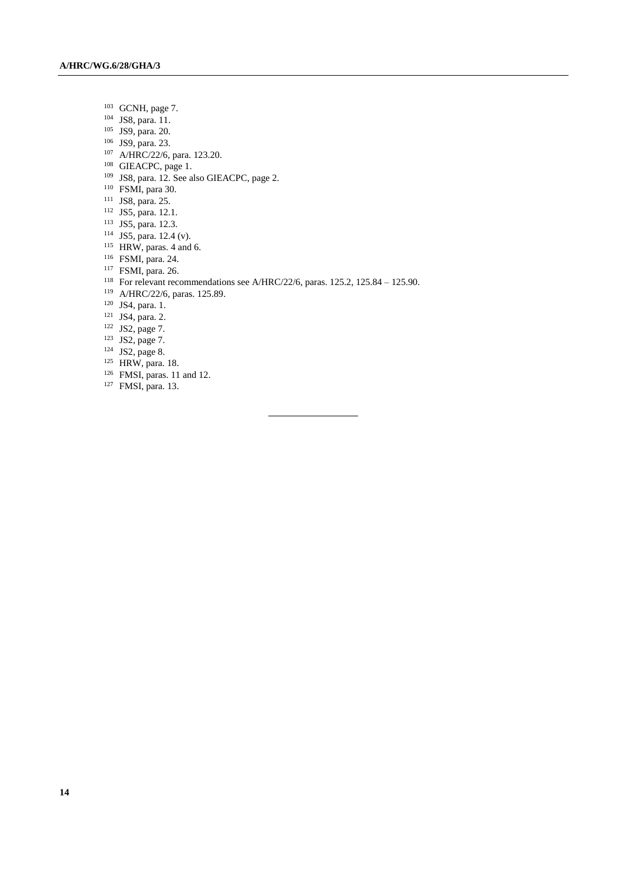[103] GCNH, page 7.
[104] JS8, para. 11.
[105] JS9, para. 20.
[106] JS9, para. 23.
[107] A/HRC/22/6, para. 123.20.
[108] GIEACPC, page 1.
[109] JS8, para. 12. See also GIEACPC, page 2.
[110] FSMI, para 30.
[111] JS8, para. 25.
[112] JS5, para. 12.1.
[113] JS5, para. 12.3.
[114] JS5, para. 12.4 (v).
[115] HRW, paras. 4 and 6.
[116] FSMI, para. 24.
[117] FSMI, para. 26.
[118] For relevant recommendations see A/HRC/22/6, paras. 125.2, 125.84 – 125.90.
[119] A/HRC/22/6, paras. 125.89.
[120] JS4, para. 1.
[121] JS4, para. 2.
[122] JS2, page 7.
[123] JS2, page 7.
[124] JS2, page 8.
[125] HRW, para. 18.
[126] FMSI, paras. 11 and 12.
[127] FMSI, para. 13.